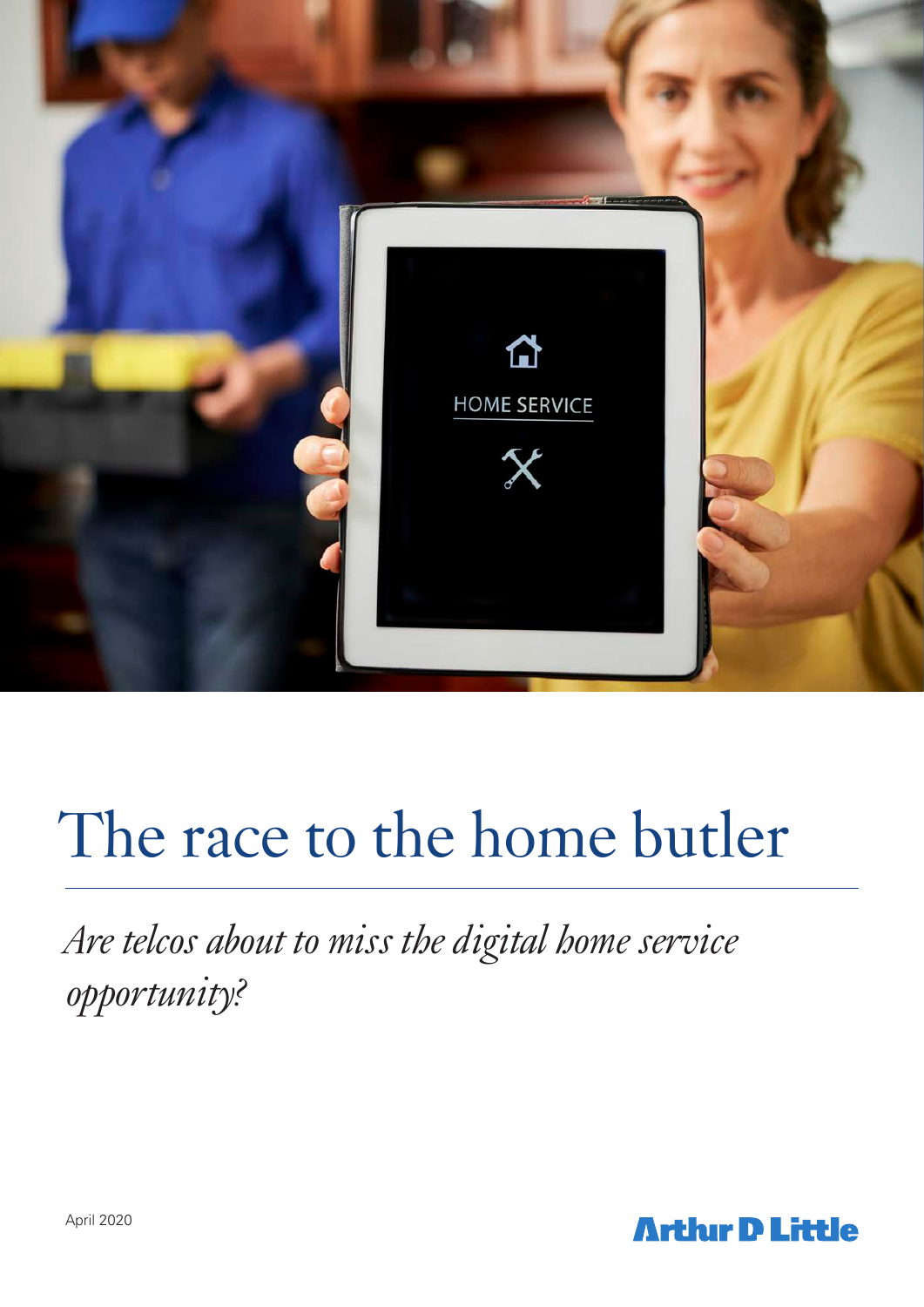# The race to the home butler

*Are telcos about to miss the digital home service opportunity?*

April 2020

Arthur D Little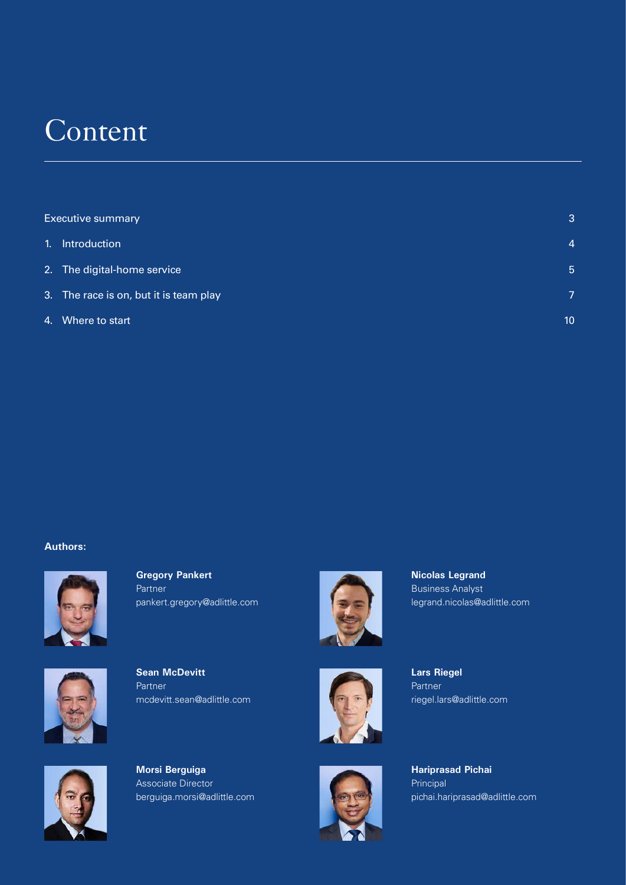# Content

| | |
|---|---|
| Executive summary | 3 |
| 1. Introduction | 4 |
| 2. The digital-home service | 5 |
| 3. The race is on, but it is team play | 7 |
| 4. Where to start | 10 |

**Authors:**

**Gregory Pankert**
Partner
pankert.gregory@adlittle.com

**Nicolas Legrand**
Business Analyst
legrand.nicolas@adlittle.com

**Sean McDevitt**
Partner
mcdevitt.sean@adlittle.com

**Lars Riegel**
Partner
riegel.lars@adlittle.com

**Morsi Berguiga**
Associate Director
berguiga.morsi@adlittle.com

**Hariprasad Pichai**
Principal
pichai.hariprasad@adlittle.com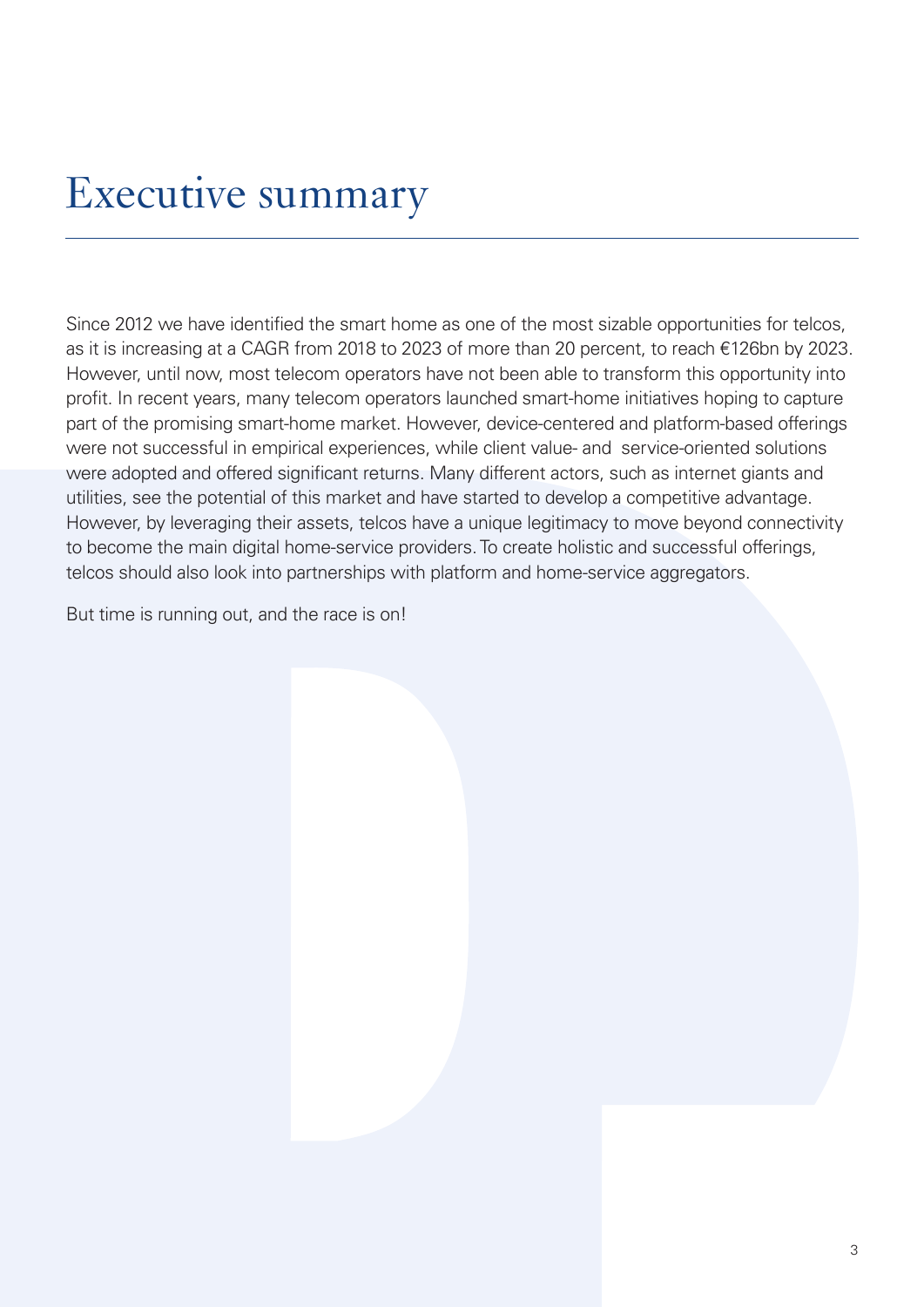# Executive summary

Since 2012 we have identified the smart home as one of the most sizable opportunities for telcos, as it is increasing at a CAGR from 2018 to 2023 of more than 20 percent, to reach €126bn by 2023. However, until now, most telecom operators have not been able to transform this opportunity into profit. In recent years, many telecom operators launched smart-home initiatives hoping to capture part of the promising smart-home market. However, device-centered and platform-based offerings were not successful in empirical experiences, while client value- and service-oriented solutions were adopted and offered significant returns. Many different actors, such as internet giants and utilities, see the potential of this market and have started to develop a competitive advantage. However, by leveraging their assets, telcos have a unique legitimacy to move beyond connectivity to become the main digital home-service providers. To create holistic and successful offerings, telcos should also look into partnerships with platform and home-service aggregators.

But time is running out, and the race is on!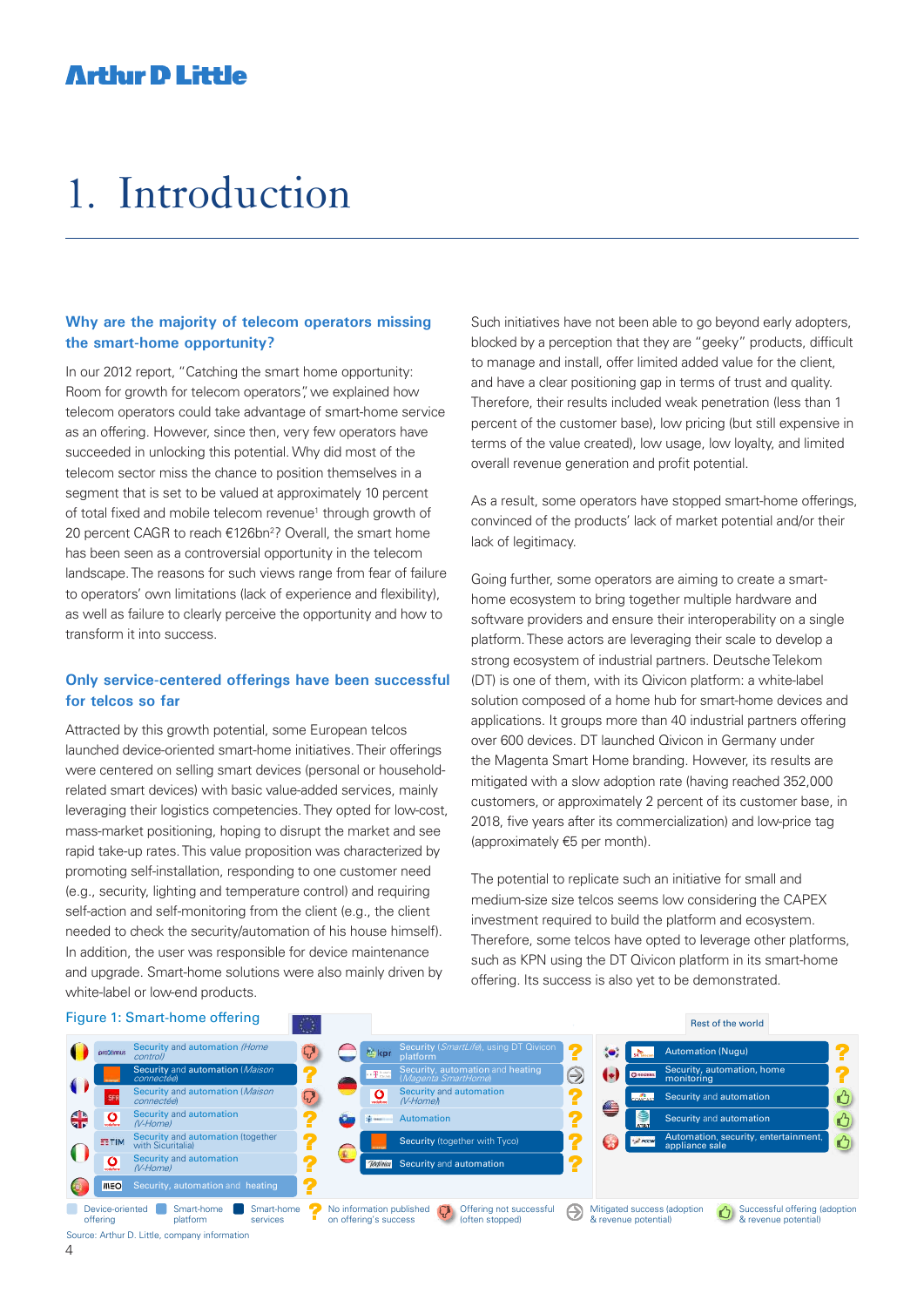# 1. Introduction

### Why are the majority of telecom operators missing the smart-home opportunity?

In our 2012 report, "Catching the smart home opportunity: Room for growth for telecom operators", we explained how telecom operators could take advantage of smart-home service as an offering. However, since then, very few operators have succeeded in unlocking this potential. Why did most of the telecom sector miss the chance to position themselves in a segment that is set to be valued at approximately 10 percent of total fixed and mobile telecom revenue[1] through growth of 20 percent CAGR to reach €126bn[2]? Overall, the smart home has been seen as a controversial opportunity in the telecom landscape. The reasons for such views range from fear of failure to operators' own limitations (lack of experience and flexibility), as well as failure to clearly perceive the opportunity and how to transform it into success.

### Only service-centered offerings have been successful for telcos so far

Attracted by this growth potential, some European telcos launched device-oriented smart-home initiatives. Their offerings were centered on selling smart devices (personal or household-related smart devices) with basic value-added services, mainly leveraging their logistics competencies. They opted for low-cost, mass-market positioning, hoping to disrupt the market and see rapid take-up rates. This value proposition was characterized by promoting self-installation, responding to one customer need (e.g., security, lighting and temperature control) and requiring self-action and self-monitoring from the client (e.g., the client needed to check the security/automation of his house himself). In addition, the user was responsible for device maintenance and upgrade. Smart-home solutions were also mainly driven by white-label or low-end products.

Such initiatives have not been able to go beyond early adopters, blocked by a perception that they are "geeky" products, difficult to manage and install, offer limited added value for the client, and have a clear positioning gap in terms of trust and quality. Therefore, their results included weak penetration (less than 1 percent of the customer base), low pricing (but still expensive in terms of the value created), low usage, low loyalty, and limited overall revenue generation and profit potential.

As a result, some operators have stopped smart-home offerings, convinced of the products' lack of market potential and/or their lack of legitimacy.

Going further, some operators are aiming to create a smart-home ecosystem to bring together multiple hardware and software providers and ensure their interoperability on a single platform. These actors are leveraging their scale to develop a strong ecosystem of industrial partners. Deutsche Telekom (DT) is one of them, with its Qivicon platform: a white-label solution composed of a home hub for smart-home devices and applications. It groups more than 40 industrial partners offering over 600 devices. DT launched Qivicon in Germany under the Magenta Smart Home branding. However, its results are mitigated with a slow adoption rate (having reached 352,000 customers, or approximately 2 percent of its customer base, in 2018, five years after its commercialization) and low-price tag (approximately €5 per month).

The potential to replicate such an initiative for small and medium-size size telcos seems low considering the CAPEX investment required to build the platform and ecosystem. Therefore, some telcos have opted to leverage other platforms, such as KPN using the DT Qivicon platform in its smart-home offering. Its success is also yet to be demonstrated.

**Figure 1: Smart-home offering**

| Region | Country | Operator | Offering | Success |
|---|---|---|---|---|
| EU | Belgium | Proximus | Security and automation (*Home control*) | Offering not successful |
| EU | France | Orange | Security and automation (*Maison connectée*) | No information published |
| EU | France | SFR | Security and automation (*Maison connectée*) | Offering not successful |
| EU | UK | Vodafone | Security and automation (*V-Home*) | No information published |
| EU | Italy | TIM | Security and automation (together with Sicuritalia) | No information published |
| EU | Italy | Vodafone | Security and automation (*V-Home*) | No information published |
| EU | Portugal | MEO | Security, automation and heating | No information published |
| EU | Netherlands | KPN | Security (*SmartLife*), using DT Qivicon platform | No information published |
| EU | Germany | Deutsche Telekom | Security, automation and heating (*Magenta SmartHome*) | Mitigated success |
| EU | Germany | Vodafone | Security and automation (*V-Home*) | No information published |
| EU | Slovenia | Telekom Slovenije | Automation | No information published |
| EU | Spain | Orange | Security (together with Tyco) | No information published |
| EU | Spain | Telefónica | Security and automation | No information published |
| Rest of the world | South Korea | SK Telecom | Automation (Nugu) | No information published |
| Rest of the world | Canada | Rogers | Security, automation, home monitoring | No information published |
| Rest of the world | USA | Comcast | Security and automation | Successful offering |
| Rest of the world | USA | AT&T | Security and automation | Successful offering |
| Rest of the world | Hong Kong | PCCW | Automation, security, entertainment, appliance sale | Successful offering |

Legend: Device-oriented offering; Smart-home platform; Smart-home services; No information published on offering's success; Offering not successful (often stopped); Mitigated success (adoption & revenue potential); Successful offering (adoption & revenue potential)

Source: Arthur D. Little, company information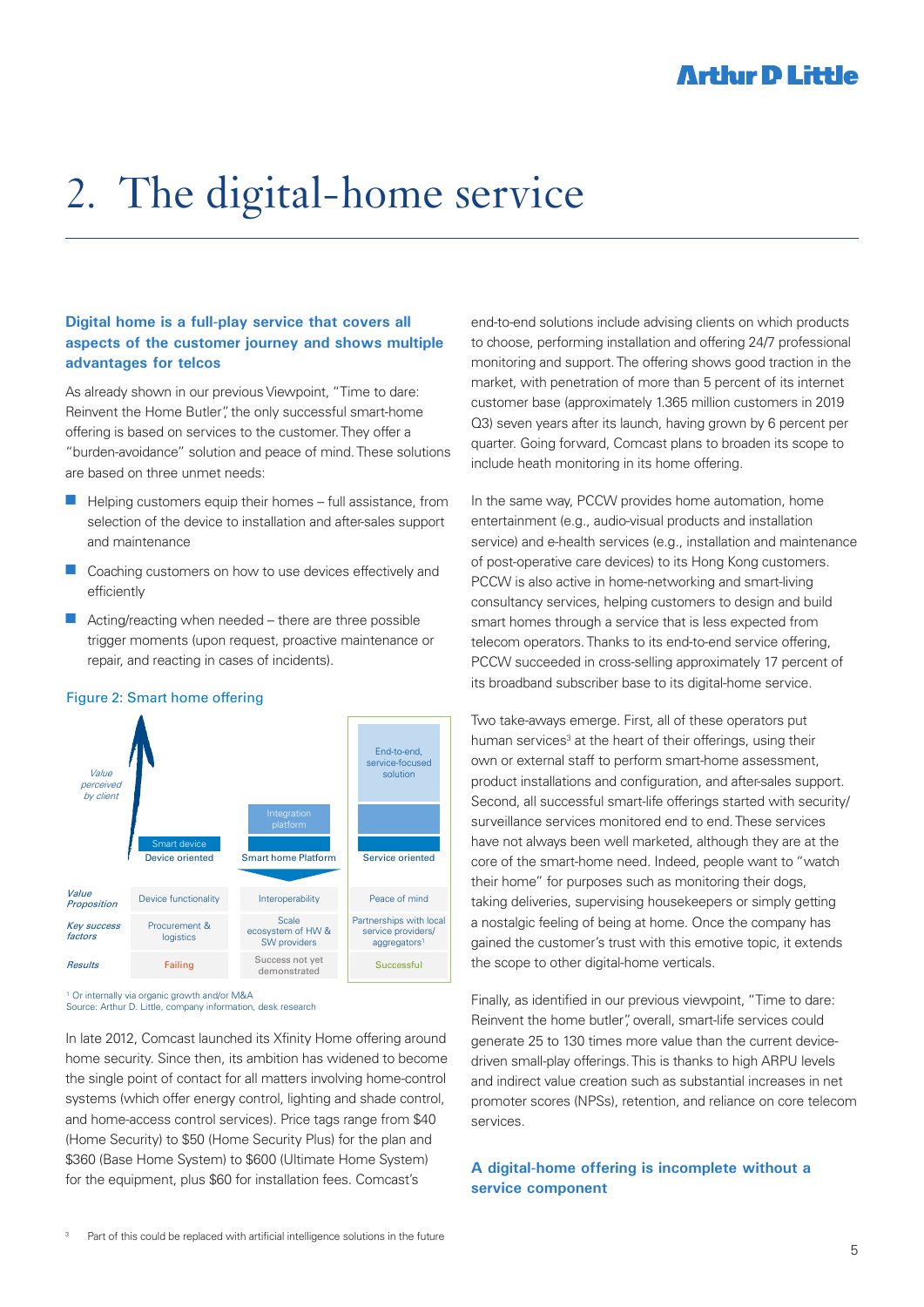# 2. The digital-home service

### Digital home is a full-play service that covers all aspects of the customer journey and shows multiple advantages for telcos

As already shown in our previous Viewpoint, "Time to dare: Reinvent the Home Butler", the only successful smart-home offering is based on services to the customer. They offer a "burden-avoidance" solution and peace of mind. These solutions are based on three unmet needs:

- Helping customers equip their homes – full assistance, from selection of the device to installation and after-sales support and maintenance
- Coaching customers on how to use devices effectively and efficiently
- Acting/reacting when needed – there are three possible trigger moments (upon request, proactive maintenance or repair, and reacting in cases of incidents).

Figure 2: Smart home offering

Value perceived by client (increasing):

| | Smart device – Device oriented | Integration platform – Smart home Platform | End-to-end, service-focused solution – Service oriented |
|---|---|---|---|
| *Value Proposition* | Device functionality | Interoperability | Peace of mind |
| *Key success factors* | Procurement & logistics | Scale ecosystem of HW & SW providers | Partnerships with local service providers/ aggregators[1] |
| *Results* | Failing | Success not yet demonstrated | Successful |

[1] Or internally via organic growth and/or M&A
Source: Arthur D. Little, company information, desk research

In late 2012, Comcast launched its Xfinity Home offering around home security. Since then, its ambition has widened to become the single point of contact for all matters involving home-control systems (which offer energy control, lighting and shade control, and home-access control services). Price tags range from $40 (Home Security) to $50 (Home Security Plus) for the plan and $360 (Base Home System) to $600 (Ultimate Home System) for the equipment, plus $60 for installation fees. Comcast's end-to-end solutions include advising clients on which products to choose, performing installation and offering 24/7 professional monitoring and support. The offering shows good traction in the market, with penetration of more than 5 percent of its internet customer base (approximately 1.365 million customers in 2019 Q3) seven years after its launch, having grown by 6 percent per quarter. Going forward, Comcast plans to broaden its scope to include heath monitoring in its home offering.

In the same way, PCCW provides home automation, home entertainment (e.g., audio-visual products and installation service) and e-health services (e.g., installation and maintenance of post-operative care devices) to its Hong Kong customers. PCCW is also active in home-networking and smart-living consultancy services, helping customers to design and build smart homes through a service that is less expected from telecom operators. Thanks to its end-to-end service offering, PCCW succeeded in cross-selling approximately 17 percent of its broadband subscriber base to its digital-home service.

Two take-aways emerge. First, all of these operators put human services[3] at the heart of their offerings, using their own or external staff to perform smart-home assessment, product installations and configuration, and after-sales support. Second, all successful smart-life offerings started with security/ surveillance services monitored end to end. These services have not always been well marketed, although they are at the core of the smart-home need. Indeed, people want to "watch their home" for purposes such as monitoring their dogs, taking deliveries, supervising housekeepers or simply getting a nostalgic feeling of being at home. Once the company has gained the customer's trust with this emotive topic, it extends the scope to other digital-home verticals.

Finally, as identified in our previous viewpoint, "Time to dare: Reinvent the home butler", overall, smart-life services could generate 25 to 130 times more value than the current device-driven small-play offerings. This is thanks to high ARPU levels and indirect value creation such as substantial increases in net promoter scores (NPSs), retention, and reliance on core telecom services.

### A digital-home offering is incomplete without a service component

[3] Part of this could be replaced with artificial intelligence solutions in the future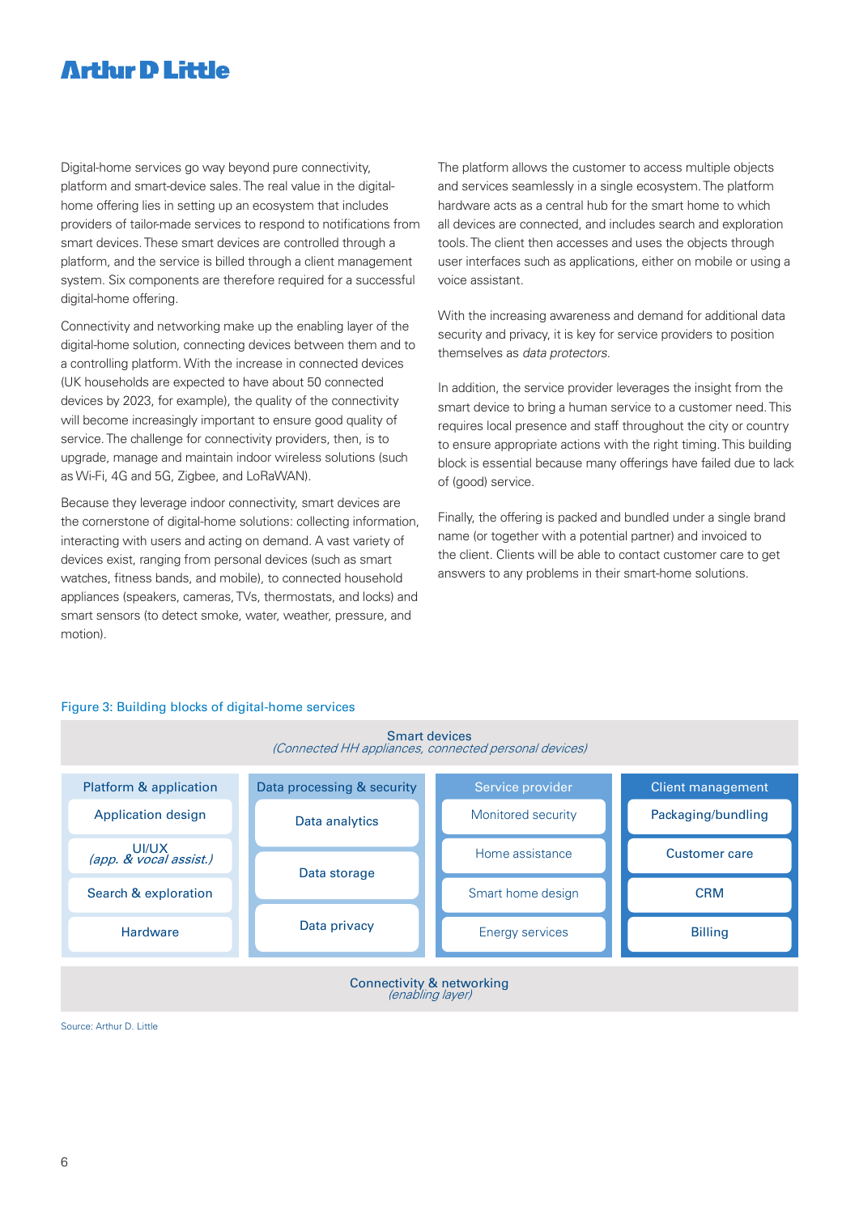Digital-home services go way beyond pure connectivity, platform and smart-device sales. The real value in the digital-home offering lies in setting up an ecosystem that includes providers of tailor-made services to respond to notifications from smart devices. These smart devices are controlled through a platform, and the service is billed through a client management system. Six components are therefore required for a successful digital-home offering.

Connectivity and networking make up the enabling layer of the digital-home solution, connecting devices between them and to a controlling platform. With the increase in connected devices (UK households are expected to have about 50 connected devices by 2023, for example), the quality of the connectivity will become increasingly important to ensure good quality of service. The challenge for connectivity providers, then, is to upgrade, manage and maintain indoor wireless solutions (such as Wi-Fi, 4G and 5G, Zigbee, and LoRaWAN).

Because they leverage indoor connectivity, smart devices are the cornerstone of digital-home solutions: collecting information, interacting with users and acting on demand. A vast variety of devices exist, ranging from personal devices (such as smart watches, fitness bands, and mobile), to connected household appliances (speakers, cameras, TVs, thermostats, and locks) and smart sensors (to detect smoke, water, weather, pressure, and motion).

The platform allows the customer to access multiple objects and services seamlessly in a single ecosystem. The platform hardware acts as a central hub for the smart home to which all devices are connected, and includes search and exploration tools. The client then accesses and uses the objects through user interfaces such as applications, either on mobile or using a voice assistant.

With the increasing awareness and demand for additional data security and privacy, it is key for service providers to position themselves as *data protectors*.

In addition, the service provider leverages the insight from the smart device to bring a human service to a customer need. This requires local presence and staff throughout the city or country to ensure appropriate actions with the right timing. This building block is essential because many offerings have failed due to lack of (good) service.

Finally, the offering is packed and bundled under a single brand name (or together with a potential partner) and invoiced to the client. Clients will be able to contact customer care to get answers to any problems in their smart-home solutions.

Figure 3: Building blocks of digital-home services

| Smart devices *(Connected HH appliances, connected personal devices)* | | | |
|---|---|---|---|
| **Platform & application** | **Data processing & security** | **Service provider** | **Client management** |
| Application design | Data analytics | Monitored security | Packaging/bundling |
| UI/UX *(app. & vocal assist.)* | Data storage | Home assistance | Customer care |
| Search & exploration | | Smart home design | CRM |
| Hardware | Data privacy | Energy services | Billing |
| Connectivity & networking *(enabling layer)* | | | |

Source: Arthur D. Little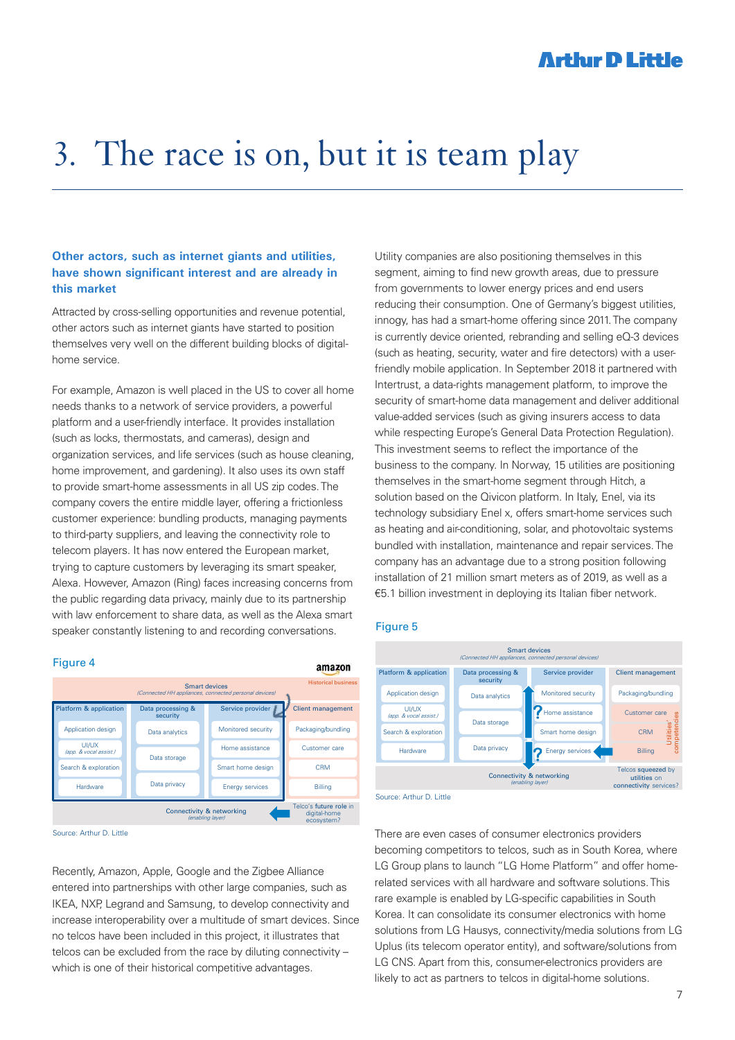# 3. The race is on, but it is team play

**Other actors, such as internet giants and utilities, have shown significant interest and are already in this market**

Attracted by cross-selling opportunities and revenue potential, other actors such as internet giants have started to position themselves very well on the different building blocks of digital-home service.

For example, Amazon is well placed in the US to cover all home needs thanks to a network of service providers, a powerful platform and a user-friendly interface. It provides installation (such as locks, thermostats, and cameras), design and organization services, and life services (such as house cleaning, home improvement, and gardening). It also uses its own staff to provide smart-home assessments in all US zip codes. The company covers the entire middle layer, offering a frictionless customer experience: bundling products, managing payments to third-party suppliers, and leaving the connectivity role to telecom players. It has now entered the European market, trying to capture customers by leveraging its smart speaker, Alexa. However, Amazon (Ring) faces increasing concerns from the public regarding data privacy, mainly due to its partnership with law enforcement to share data, as well as the Alexa smart speaker constantly listening to and recording conversations.

Figure 4

amazon

Smart devices (Connected HH appliances, connected personal devices) — Historical business

| Platform & application | Data processing & security | Service provider | Client management |
|---|---|---|---|
| Application design | Data analytics | Monitored security | Packaging/bundling |
| UI/UX (app. & vocal assist.) | Data storage | Home assistance | Customer care |
| Search & exploration | | Smart home design | CRM |
| Hardware | Data privacy | Energy services | Billing |

Connectivity & networking (enabling layer) — Telco's future role in digital-home ecosystem?

Source: Arthur D. Little

Recently, Amazon, Apple, Google and the Zigbee Alliance entered into partnerships with other large companies, such as IKEA, NXP, Legrand and Samsung, to develop connectivity and increase interoperability over a multitude of smart devices. Since no telcos have been included in this project, it illustrates that telcos can be excluded from the race by diluting connectivity – which is one of their historical competitive advantages.

Utility companies are also positioning themselves in this segment, aiming to find new growth areas, due to pressure from governments to lower energy prices and end users reducing their consumption. One of Germany's biggest utilities, innogy, has had a smart-home offering since 2011. The company is currently device oriented, rebranding and selling eQ-3 devices (such as heating, security, water and fire detectors) with a user-friendly mobile application. In September 2018 it partnered with Intertrust, a data-rights management platform, to improve the security of smart-home data management and deliver additional value-added services (such as giving insurers access to data while respecting Europe's General Data Protection Regulation). This investment seems to reflect the importance of the business to the company. In Norway, 15 utilities are positioning themselves in the smart-home segment through Hitch, a solution based on the Qivicon platform. In Italy, Enel, via its technology subsidiary Enel x, offers smart-home services such as heating and air-conditioning, solar, and photovoltaic systems bundled with installation, maintenance and repair services. The company has an advantage due to a strong position following installation of 21 million smart meters as of 2019, as well as a €5.1 billion investment in deploying its Italian fiber network.

Figure 5

Smart devices (Connected HH appliances, connected personal devices)

| Platform & application | Data processing & security | Service provider | Client management |
|---|---|---|---|
| Application design | Data analytics | Monitored security | Packaging/bundling |
| UI/UX (app. & vocal assist.) | Data storage | Home assistance | Customer care |
| Search & exploration | | Smart home design | CRM |
| Hardware | Data privacy | Energy services | Billing |

Utilities' competencies

Connectivity & networking (enabling layer) — Telcos squeezed by utilities on connectivity services?

Source: Arthur D. Little

There are even cases of consumer electronics providers becoming competitors to telcos, such as in South Korea, where LG Group plans to launch "LG Home Platform" and offer home-related services with all hardware and software solutions. This rare example is enabled by LG-specific capabilities in South Korea. It can consolidate its consumer electronics with home solutions from LG Hausys, connectivity/media solutions from LG Uplus (its telecom operator entity), and software/solutions from LG CNS. Apart from this, consumer-electronics providers are likely to act as partners to telcos in digital-home solutions.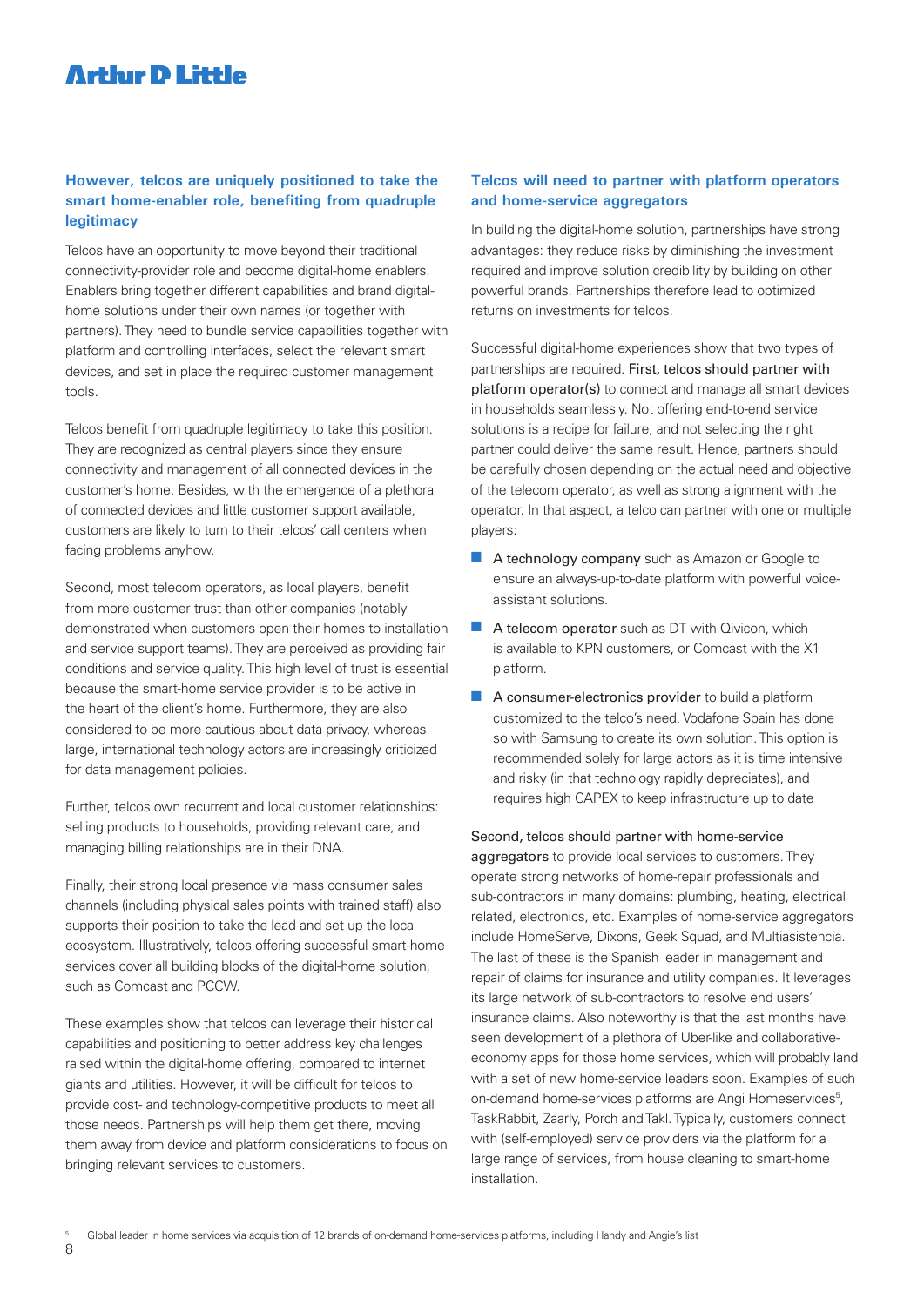### However, telcos are uniquely positioned to take the smart home-enabler role, benefiting from quadruple legitimacy

Telcos have an opportunity to move beyond their traditional connectivity-provider role and become digital-home enablers. Enablers bring together different capabilities and brand digital-home solutions under their own names (or together with partners). They need to bundle service capabilities together with platform and controlling interfaces, select the relevant smart devices, and set in place the required customer management tools.

Telcos benefit from quadruple legitimacy to take this position. They are recognized as central players since they ensure connectivity and management of all connected devices in the customer's home. Besides, with the emergence of a plethora of connected devices and little customer support available, customers are likely to turn to their telcos' call centers when facing problems anyhow.

Second, most telecom operators, as local players, benefit from more customer trust than other companies (notably demonstrated when customers open their homes to installation and service support teams). They are perceived as providing fair conditions and service quality. This high level of trust is essential because the smart-home service provider is to be active in the heart of the client's home. Furthermore, they are also considered to be more cautious about data privacy, whereas large, international technology actors are increasingly criticized for data management policies.

Further, telcos own recurrent and local customer relationships: selling products to households, providing relevant care, and managing billing relationships are in their DNA.

Finally, their strong local presence via mass consumer sales channels (including physical sales points with trained staff) also supports their position to take the lead and set up the local ecosystem. Illustratively, telcos offering successful smart-home services cover all building blocks of the digital-home solution, such as Comcast and PCCW.

These examples show that telcos can leverage their historical capabilities and positioning to better address key challenges raised within the digital-home offering, compared to internet giants and utilities. However, it will be difficult for telcos to provide cost- and technology-competitive products to meet all those needs. Partnerships will help them get there, moving them away from device and platform considerations to focus on bringing relevant services to customers.

### Telcos will need to partner with platform operators and home-service aggregators

In building the digital-home solution, partnerships have strong advantages: they reduce risks by diminishing the investment required and improve solution credibility by building on other powerful brands. Partnerships therefore lead to optimized returns on investments for telcos.

Successful digital-home experiences show that two types of partnerships are required. First, telcos should partner with platform operator(s) to connect and manage all smart devices in households seamlessly. Not offering end-to-end service solutions is a recipe for failure, and not selecting the right partner could deliver the same result. Hence, partners should be carefully chosen depending on the actual need and objective of the telecom operator, as well as strong alignment with the operator. In that aspect, a telco can partner with one or multiple players:

- A technology company such as Amazon or Google to ensure an always-up-to-date platform with powerful voice-assistant solutions.
- A telecom operator such as DT with Qivicon, which is available to KPN customers, or Comcast with the X1 platform.
- A consumer-electronics provider to build a platform customized to the telco's need. Vodafone Spain has done so with Samsung to create its own solution. This option is recommended solely for large actors as it is time intensive and risky (in that technology rapidly depreciates), and requires high CAPEX to keep infrastructure up to date

Second, telcos should partner with home-service aggregators to provide local services to customers. They operate strong networks of home-repair professionals and sub-contractors in many domains: plumbing, heating, electrical related, electronics, etc. Examples of home-service aggregators include HomeServe, Dixons, Geek Squad, and Multiasistencia. The last of these is the Spanish leader in management and repair of claims for insurance and utility companies. It leverages its large network of sub-contractors to resolve end users' insurance claims. Also noteworthy is that the last months have seen development of a plethora of Uber-like and collaborative-economy apps for those home services, which will probably land with a set of new home-service leaders soon. Examples of such on-demand home-services platforms are Angi Homeservices[5], TaskRabbit, Zaarly, Porch and Takl. Typically, customers connect with (self-employed) service providers via the platform for a large range of services, from house cleaning to smart-home installation.

[5] Global leader in home services via acquisition of 12 brands of on-demand home-services platforms, including Handy and Angie's list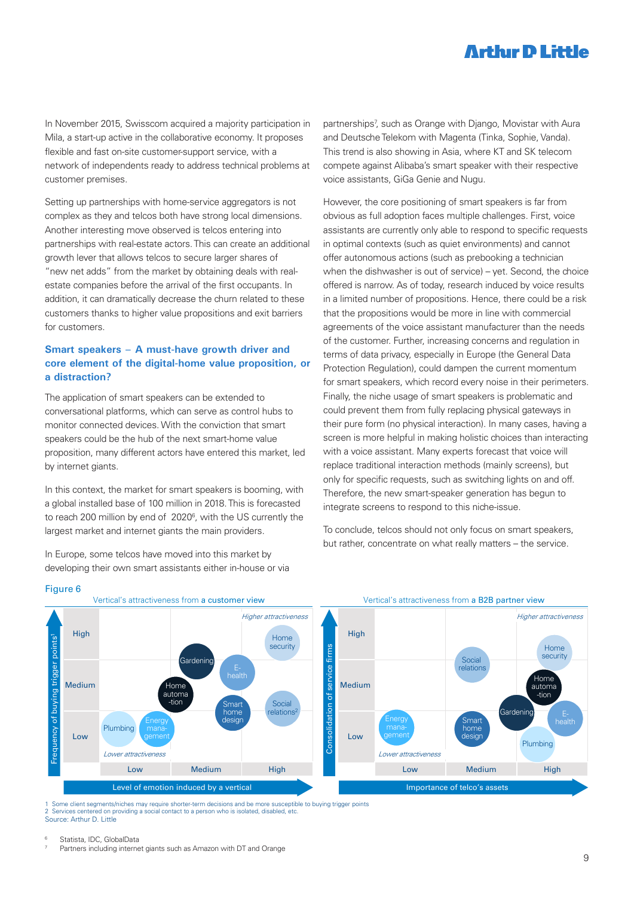In November 2015, Swisscom acquired a majority participation in Mila, a start-up active in the collaborative economy. It proposes flexible and fast on-site customer-support service, with a network of independents ready to address technical problems at customer premises.

Setting up partnerships with home-service aggregators is not complex as they and telcos both have strong local dimensions. Another interesting move observed is telcos entering into partnerships with real-estate actors. This can create an additional growth lever that allows telcos to secure larger shares of "new net adds" from the market by obtaining deals with real-estate companies before the arrival of the first occupants. In addition, it can dramatically decrease the churn related to these customers thanks to higher value propositions and exit barriers for customers.

### Smart speakers – A must-have growth driver and core element of the digital-home value proposition, or a distraction?

The application of smart speakers can be extended to conversational platforms, which can serve as control hubs to monitor connected devices. With the conviction that smart speakers could be the hub of the next smart-home value proposition, many different actors have entered this market, led by internet giants.

In this context, the market for smart speakers is booming, with a global installed base of 100 million in 2018. This is forecasted to reach 200 million by end of 2020[6], with the US currently the largest market and internet giants the main providers.

In Europe, some telcos have moved into this market by developing their own smart assistants either in-house or via partnerships[7], such as Orange with Django, Movistar with Aura and Deutsche Telekom with Magenta (Tinka, Sophie, Vanda). This trend is also showing in Asia, where KT and SK telecom compete against Alibaba's smart speaker with their respective voice assistants, GiGa Genie and Nugu.

However, the core positioning of smart speakers is far from obvious as full adoption faces multiple challenges. First, voice assistants are currently only able to respond to specific requests in optimal contexts (such as quiet environments) and cannot offer autonomous actions (such as prebooking a technician when the dishwasher is out of service) – yet. Second, the choice offered is narrow. As of today, research induced by voice results in a limited number of propositions. Hence, there could be a risk that the propositions would be more in line with commercial agreements of the voice assistant manufacturer than the needs of the customer. Further, increasing concerns and regulation in terms of data privacy, especially in Europe (the General Data Protection Regulation), could dampen the current momentum for smart speakers, which record every noise in their perimeters. Finally, the niche usage of smart speakers is problematic and could prevent them from fully replacing physical gateways in their pure form (no physical interaction). In many cases, having a screen is more helpful in making holistic choices than interacting with a voice assistant. Many experts forecast that voice will replace traditional interaction methods (mainly screens), but only for specific requests, such as switching lights on and off. Therefore, the new smart-speaker generation has begun to integrate screens to respond to this niche-issue.

To conclude, telcos should not only focus on smart speakers, but rather, concentrate on what really matters – the service.

Figure 6

Vertical's attractiveness from **a customer view** (y-axis: Frequency of buying trigger points[1]; x-axis: Level of emotion induced by a vertical) — Verticals: Home security, Gardening, E-health, Home automation, Smart home design, Social relations[2], Plumbing, Energy management

Vertical's attractiveness from **a B2B partner view** (y-axis: Consolidation of service firms; x-axis: Importance of telco's assets) — Verticals: Social relations, Home security, Home automation, Gardening, E-health, Energy management, Smart home design, Plumbing

1 Some client segments/niches may require shorter-term decisions and be more susceptible to buying trigger points
2 Services centered on providing a social contact to a person who is isolated, disabled, etc.
Source: Arthur D. Little

6 Statista, IDC, GlobalData
7 Partners including internet giants such as Amazon with DT and Orange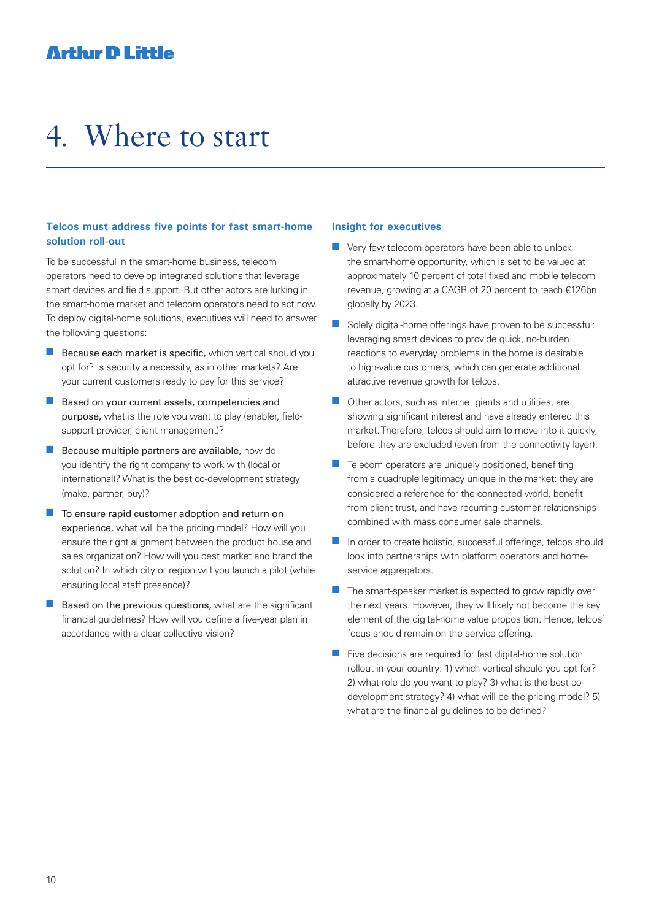# 4. Where to start

## Telcos must address five points for fast smart-home solution roll-out

To be successful in the smart-home business, telecom operators need to develop integrated solutions that leverage smart devices and field support. But other actors are lurking in the smart-home market and telecom operators need to act now. To deploy digital-home solutions, executives will need to answer the following questions:

- Because each market is specific, which vertical should you opt for? Is security a necessity, as in other markets? Are your current customers ready to pay for this service?
- Based on your current assets, competencies and purpose, what is the role you want to play (enabler, field-support provider, client management)?
- Because multiple partners are available, how do you identify the right company to work with (local or international)? What is the best co-development strategy (make, partner, buy)?
- To ensure rapid customer adoption and return on experience, what will be the pricing model? How will you ensure the right alignment between the product house and sales organization? How will you best market and brand the solution? In which city or region will you launch a pilot (while ensuring local staff presence)?
- Based on the previous questions, what are the significant financial guidelines? How will you define a five-year plan in accordance with a clear collective vision?

## Insight for executives

- Very few telecom operators have been able to unlock the smart-home opportunity, which is set to be valued at approximately 10 percent of total fixed and mobile telecom revenue, growing at a CAGR of 20 percent to reach €126bn globally by 2023.
- Solely digital-home offerings have proven to be successful: leveraging smart devices to provide quick, no-burden reactions to everyday problems in the home is desirable to high-value customers, which can generate additional attractive revenue growth for telcos.
- Other actors, such as internet giants and utilities, are showing significant interest and have already entered this market. Therefore, telcos should aim to move into it quickly, before they are excluded (even from the connectivity layer).
- Telecom operators are uniquely positioned, benefiting from a quadruple legitimacy unique in the market: they are considered a reference for the connected world, benefit from client trust, and have recurring customer relationships combined with mass consumer sale channels.
- In order to create holistic, successful offerings, telcos should look into partnerships with platform operators and home-service aggregators.
- The smart-speaker market is expected to grow rapidly over the next years. However, they will likely not become the key element of the digital-home value proposition. Hence, telcos' focus should remain on the service offering.
- Five decisions are required for fast digital-home solution rollout in your country: 1) which vertical should you opt for? 2) what role do you want to play? 3) what is the best co-development strategy? 4) what will be the pricing model? 5) what are the financial guidelines to be defined?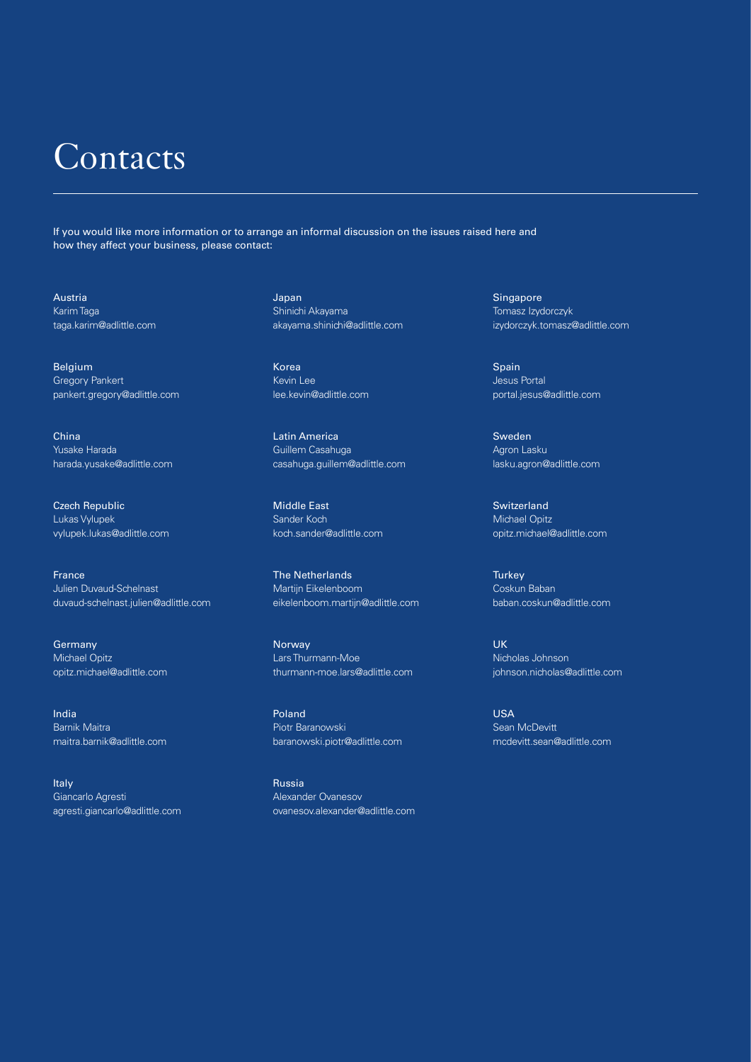# Contacts

If you would like more information or to arrange an informal discussion on the issues raised here and how they affect your business, please contact:

Austria
Karim Taga
taga.karim@adlittle.com

Belgium
Gregory Pankert
pankert.gregory@adlittle.com

China
Yusake Harada
harada.yusake@adlittle.com

Czech Republic
Lukas Vylupek
vylupek.lukas@adlittle.com

France
Julien Duvaud-Schelnast
duvaud-schelnast.julien@adlittle.com

Germany
Michael Opitz
opitz.michael@adlittle.com

India
Barnik Maitra
maitra.barnik@adlittle.com

Italy
Giancarlo Agresti
agresti.giancarlo@adlittle.com

Japan
Shinichi Akayama
akayama.shinichi@adlittle.com

Korea
Kevin Lee
lee.kevin@adlittle.com

Latin America
Guillem Casahuga
casahuga.guillem@adlittle.com

Middle East
Sander Koch
koch.sander@adlittle.com

The Netherlands
Martijn Eikelenboom
eikelenboom.martijn@adlittle.com

Norway
Lars Thurmann-Moe
thurmann-moe.lars@adlittle.com

Poland
Piotr Baranowski
baranowski.piotr@adlittle.com

Russia
Alexander Ovanesov
ovanesov.alexander@adlittle.com

Singapore
Tomasz Izydorczyk
izydorczyk.tomasz@adlittle.com

Spain
Jesus Portal
portal.jesus@adlittle.com

Sweden
Agron Lasku
lasku.agron@adlittle.com

Switzerland
Michael Opitz
opitz.michael@adlittle.com

Turkey
Coskun Baban
baban.coskun@adlittle.com

UK
Nicholas Johnson
johnson.nicholas@adlittle.com

USA
Sean McDevitt
mcdevitt.sean@adlittle.com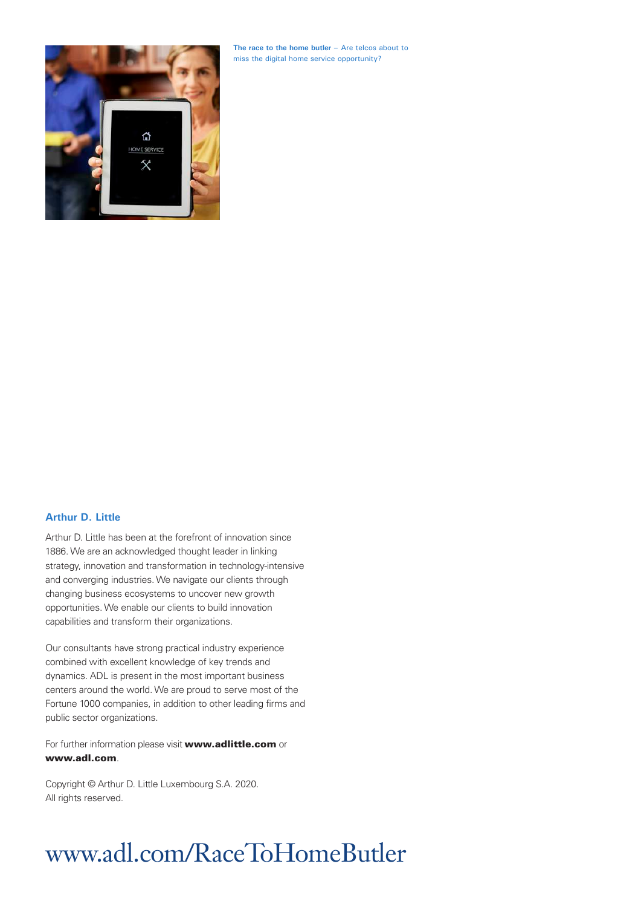**The race to the home butler** – Are telcos about to miss the digital home service opportunity?

## Arthur D. Little

Arthur D. Little has been at the forefront of innovation since 1886. We are an acknowledged thought leader in linking strategy, innovation and transformation in technology-intensive and converging industries. We navigate our clients through changing business ecosystems to uncover new growth opportunities. We enable our clients to build innovation capabilities and transform their organizations.

Our consultants have strong practical industry experience combined with excellent knowledge of key trends and dynamics. ADL is present in the most important business centers around the world. We are proud to serve most of the Fortune 1000 companies, in addition to other leading firms and public sector organizations.

For further information please visit **www.adlittle.com** or **www.adl.com**.

Copyright © Arthur D. Little Luxembourg S.A. 2020. All rights reserved.

www.adl.com/RaceToHomeButler